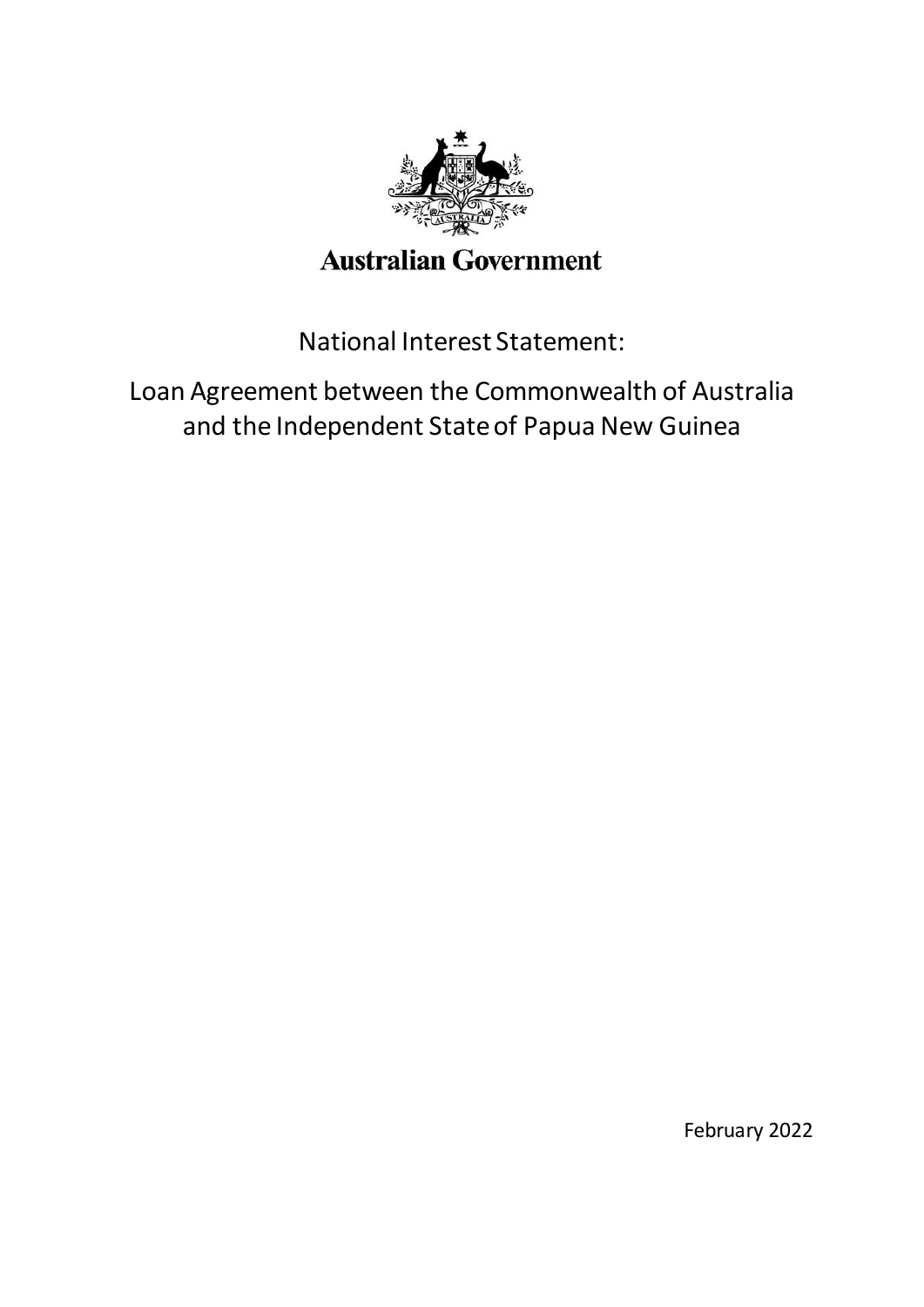**Australian Government**

# National Interest Statement:

## Loan Agreement between the Commonwealth of Australia and the Independent State of Papua New Guinea

February 2022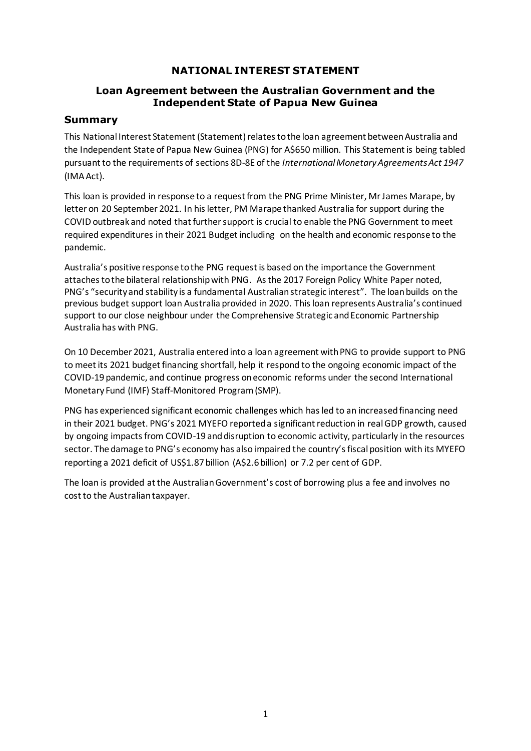# NATIONAL INTEREST STATEMENT

## Loan Agreement between the Australian Government and the Independent State of Papua New Guinea

### Summary

This National Interest Statement (Statement) relates to the loan agreement between Australia and the Independent State of Papua New Guinea (PNG) for A$650 million. This Statement is being tabled pursuant to the requirements of sections 8D-8E of the *International Monetary Agreements Act 1947* (IMA Act).

This loan is provided in response to a request from the PNG Prime Minister, Mr James Marape, by letter on 20 September 2021. In his letter, PM Marape thanked Australia for support during the COVID outbreak and noted that further support is crucial to enable the PNG Government to meet required expenditures in their 2021 Budget including on the health and economic response to the pandemic.

Australia's positive response to the PNG request is based on the importance the Government attaches to the bilateral relationship with PNG. As the 2017 Foreign Policy White Paper noted, PNG's "security and stability is a fundamental Australian strategic interest". The loan builds on the previous budget support loan Australia provided in 2020. This loan represents Australia's continued support to our close neighbour under the Comprehensive Strategic and Economic Partnership Australia has with PNG.

On 10 December 2021, Australia entered into a loan agreement with PNG to provide support to PNG to meet its 2021 budget financing shortfall, help it respond to the ongoing economic impact of the COVID-19 pandemic, and continue progress on economic reforms under the second International Monetary Fund (IMF) Staff-Monitored Program (SMP).

PNG has experienced significant economic challenges which has led to an increased financing need in their 2021 budget. PNG's 2021 MYEFO reported a significant reduction in real GDP growth, caused by ongoing impacts from COVID-19 and disruption to economic activity, particularly in the resources sector. The damage to PNG's economy has also impaired the country's fiscal position with its MYEFO reporting a 2021 deficit of US$1.87 billion (A$2.6 billion) or 7.2 per cent of GDP.

The loan is provided at the Australian Government's cost of borrowing plus a fee and involves no cost to the Australian taxpayer.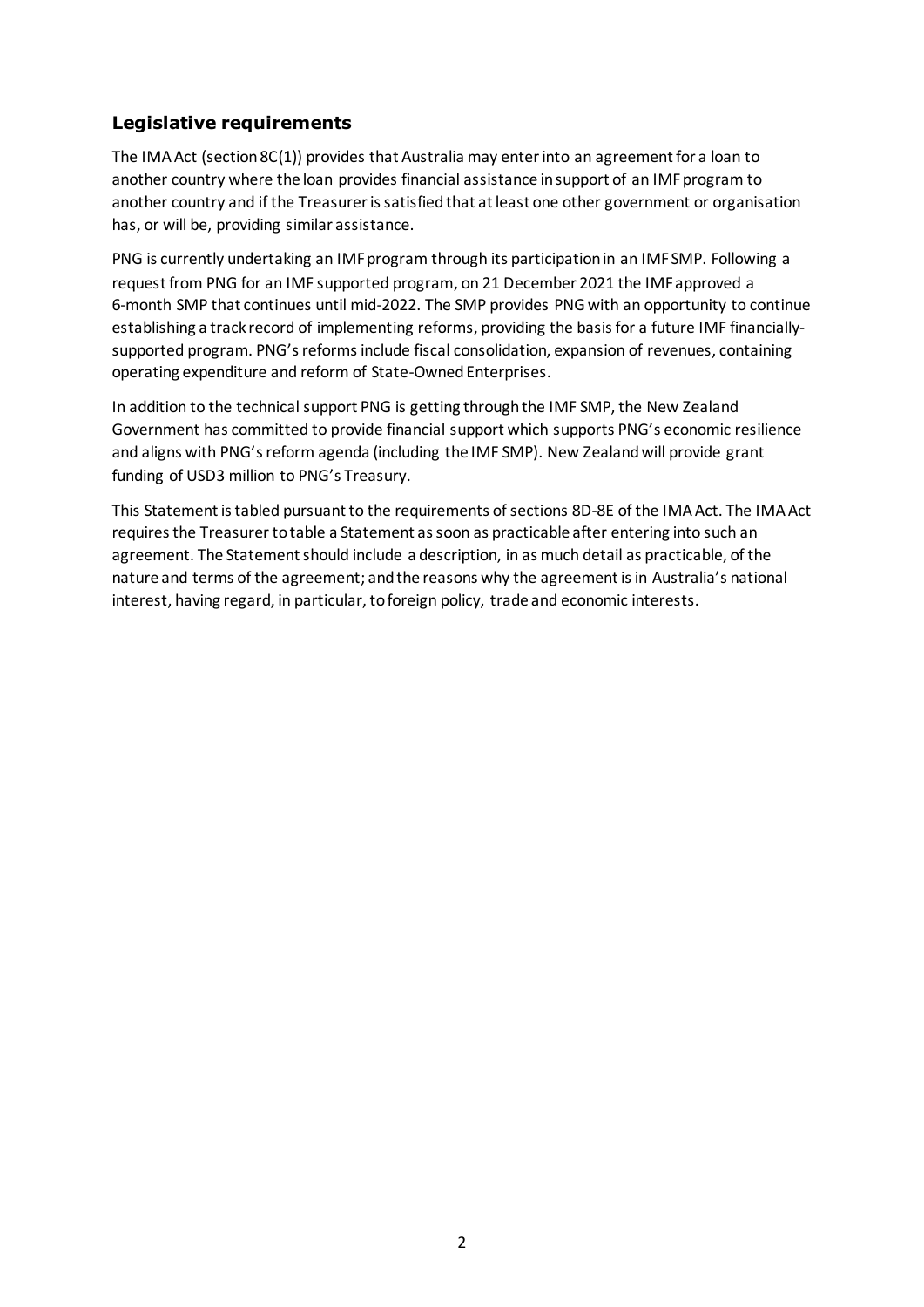## Legislative requirements

The IMA Act (section 8C(1)) provides that Australia may enter into an agreement for a loan to another country where the loan provides financial assistance in support of an IMF program to another country and if the Treasurer is satisfied that at least one other government or organisation has, or will be, providing similar assistance.

PNG is currently undertaking an IMF program through its participation in an IMF SMP. Following a request from PNG for an IMF supported program, on 21 December 2021 the IMF approved a 6-month SMP that continues until mid-2022. The SMP provides PNG with an opportunity to continue establishing a track record of implementing reforms, providing the basis for a future IMF financially-supported program. PNG's reforms include fiscal consolidation, expansion of revenues, containing operating expenditure and reform of State-Owned Enterprises.

In addition to the technical support PNG is getting through the IMF SMP, the New Zealand Government has committed to provide financial support which supports PNG's economic resilience and aligns with PNG's reform agenda (including the IMF SMP). New Zealand will provide grant funding of USD3 million to PNG's Treasury.

This Statement is tabled pursuant to the requirements of sections 8D-8E of the IMA Act. The IMA Act requires the Treasurer to table a Statement as soon as practicable after entering into such an agreement. The Statement should include a description, in as much detail as practicable, of the nature and terms of the agreement; and the reasons why the agreement is in Australia's national interest, having regard, in particular, to foreign policy, trade and economic interests.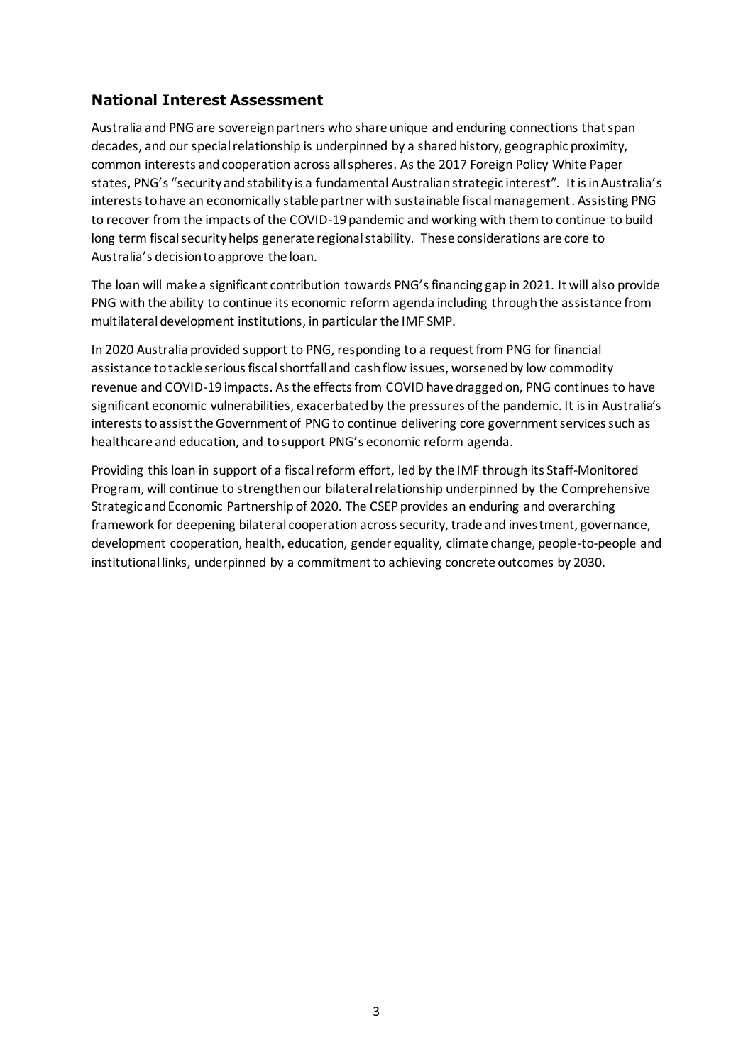## National Interest Assessment

Australia and PNG are sovereign partners who share unique and enduring connections that span decades, and our special relationship is underpinned by a shared history, geographic proximity, common interests and cooperation across all spheres. As the 2017 Foreign Policy White Paper states, PNG's "security and stability is a fundamental Australian strategic interest". It is in Australia's interests to have an economically stable partner with sustainable fiscal management. Assisting PNG to recover from the impacts of the COVID-19 pandemic and working with them to continue to build long term fiscal security helps generate regional stability. These considerations are core to Australia's decision to approve the loan.

The loan will make a significant contribution towards PNG's financing gap in 2021. It will also provide PNG with the ability to continue its economic reform agenda including through the assistance from multilateral development institutions, in particular the IMF SMP.

In 2020 Australia provided support to PNG, responding to a request from PNG for financial assistance to tackle serious fiscal shortfall and cash flow issues, worsened by low commodity revenue and COVID-19 impacts. As the effects from COVID have dragged on, PNG continues to have significant economic vulnerabilities, exacerbated by the pressures of the pandemic. It is in Australia's interests to assist the Government of PNG to continue delivering core government services such as healthcare and education, and to support PNG's economic reform agenda.

Providing this loan in support of a fiscal reform effort, led by the IMF through its Staff-Monitored Program, will continue to strengthen our bilateral relationship underpinned by the Comprehensive Strategic and Economic Partnership of 2020. The CSEP provides an enduring and overarching framework for deepening bilateral cooperation across security, trade and investment, governance, development cooperation, health, education, gender equality, climate change, people-to-people and institutional links, underpinned by a commitment to achieving concrete outcomes by 2030.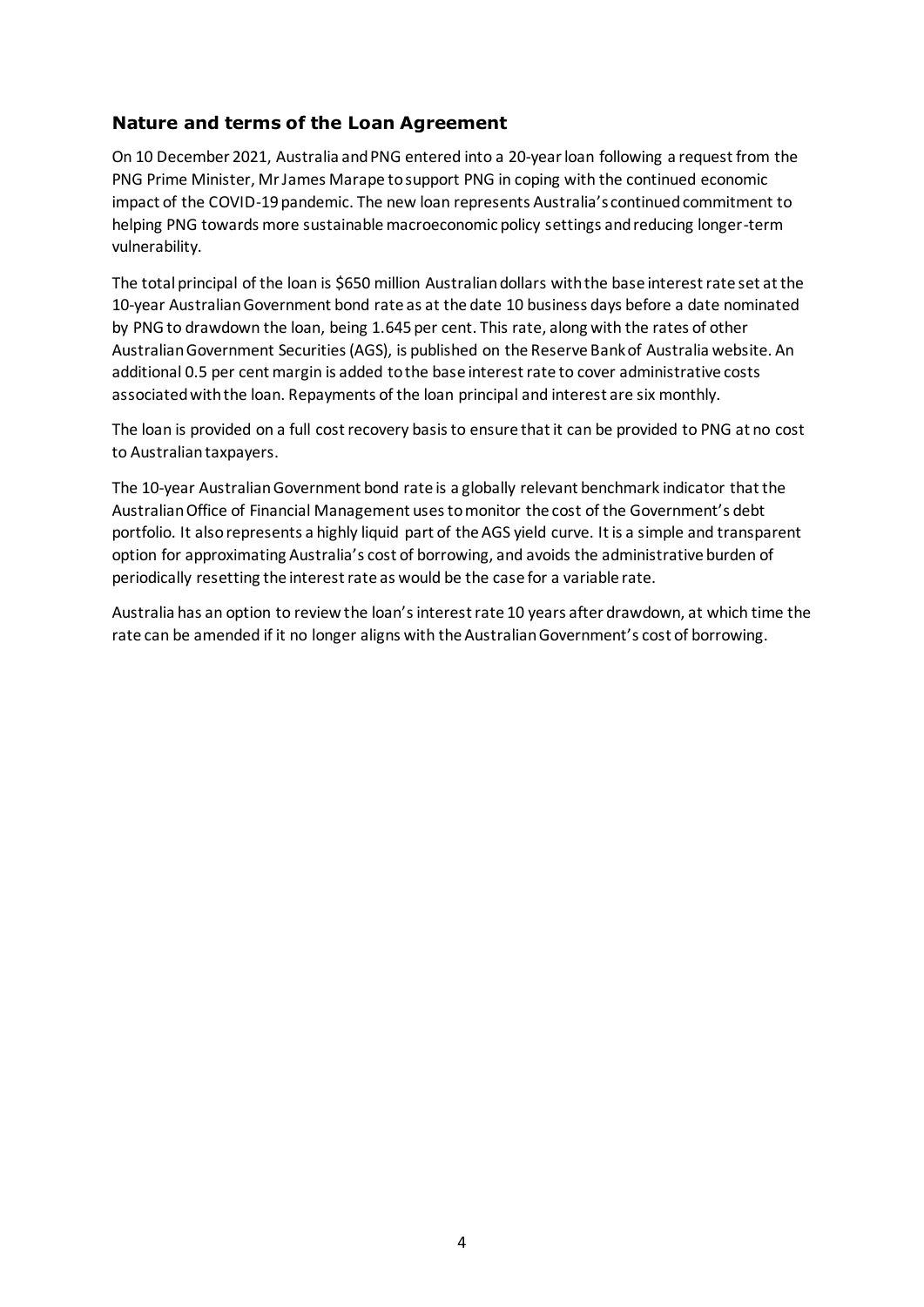## Nature and terms of the Loan Agreement

On 10 December 2021, Australia and PNG entered into a 20-year loan following a request from the PNG Prime Minister, Mr James Marape to support PNG in coping with the continued economic impact of the COVID-19 pandemic. The new loan represents Australia's continued commitment to helping PNG towards more sustainable macroeconomic policy settings and reducing longer-term vulnerability.

The total principal of the loan is $650 million Australian dollars with the base interest rate set at the 10-year Australian Government bond rate as at the date 10 business days before a date nominated by PNG to drawdown the loan, being 1.645 per cent. This rate, along with the rates of other Australian Government Securities (AGS), is published on the Reserve Bank of Australia website. An additional 0.5 per cent margin is added to the base interest rate to cover administrative costs associated with the loan. Repayments of the loan principal and interest are six monthly.

The loan is provided on a full cost recovery basis to ensure that it can be provided to PNG at no cost to Australian taxpayers.

The 10-year Australian Government bond rate is a globally relevant benchmark indicator that the Australian Office of Financial Management uses to monitor the cost of the Government's debt portfolio. It also represents a highly liquid part of the AGS yield curve. It is a simple and transparent option for approximating Australia's cost of borrowing, and avoids the administrative burden of periodically resetting the interest rate as would be the case for a variable rate.

Australia has an option to review the loan's interest rate 10 years after drawdown, at which time the rate can be amended if it no longer aligns with the Australian Government's cost of borrowing.